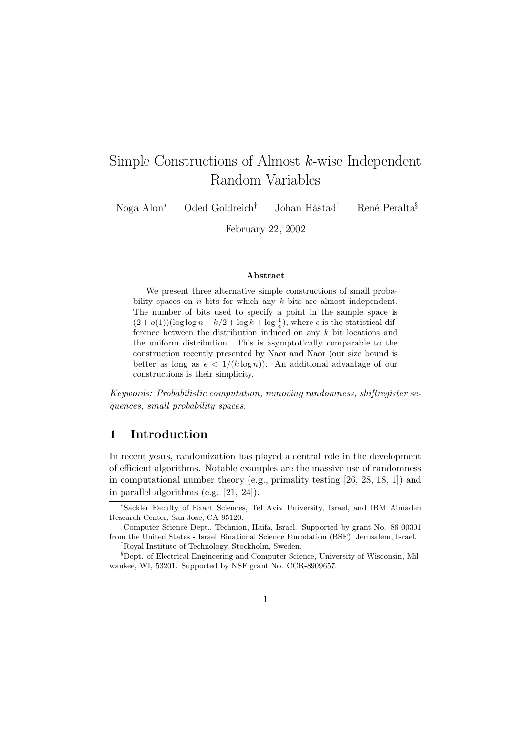# Simple Constructions of Almost $k$-wise Independent Random Variables

Noga Alon[*] Oded Goldreich[†] Johan Håstad[‡] René Peralta[§]

February 22, 2002

### Abstract

We present three alternative simple constructions of small probability spaces on $n$ bits for which any $k$ bits are almost independent. The number of bits used to specify a point in the sample space is $(2 + o(1))(\log \log n + k/2 + \log k + \log \frac{1}{\epsilon})$, where $\epsilon$ is the statistical difference between the distribution induced on any $k$ bit locations and the uniform distribution. This is asymptotically comparable to the construction recently presented by Naor and Naor (our size bound is better as long as $\epsilon < 1/(k \log n)$). An additional advantage of our constructions is their simplicity.

*Keywords: Probabilistic computation, removing randomness, shiftregister sequences, small probability spaces.*

## 1 Introduction

In recent years, randomization has played a central role in the development of efficient algorithms. Notable examples are the massive use of randomness in computational number theory (e.g., primality testing [26, 28, 18, 1]) and in parallel algorithms (e.g. [21, 24]).

[*] Sackler Faculty of Exact Sciences, Tel Aviv University, Israel, and IBM Almaden Research Center, San Jose, CA 95120.

[†] Computer Science Dept., Technion, Haifa, Israel. Supported by grant No. 86-00301 from the United States - Israel Binational Science Foundation (BSF), Jerusalem, Israel.

[‡] Royal Institute of Technology, Stockholm, Sweden.

[§] Dept. of Electrical Engineering and Computer Science, University of Wisconsin, Milwaukee, WI, 53201. Supported by NSF grant No. CCR-8909657.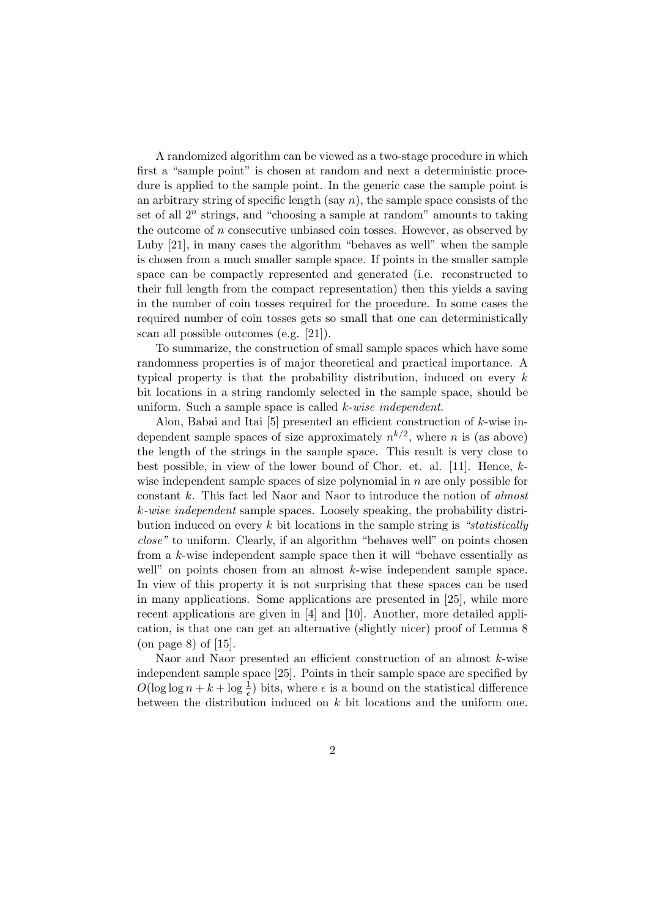A randomized algorithm can be viewed as a two-stage procedure in which first a "sample point" is chosen at random and next a deterministic procedure is applied to the sample point. In the generic case the sample point is an arbitrary string of specific length (say $n$), the sample space consists of the set of all $2^n$ strings, and "choosing a sample at random" amounts to taking the outcome of $n$ consecutive unbiased coin tosses. However, as observed by Luby [21], in many cases the algorithm "behaves as well" when the sample is chosen from a much smaller sample space. If points in the smaller sample space can be compactly represented and generated (i.e. reconstructed to their full length from the compact representation) then this yields a saving in the number of coin tosses required for the procedure. In some cases the required number of coin tosses gets so small that one can deterministically scan all possible outcomes (e.g. [21]).

To summarize, the construction of small sample spaces which have some randomness properties is of major theoretical and practical importance. A typical property is that the probability distribution, induced on every $k$ bit locations in a string randomly selected in the sample space, should be uniform. Such a sample space is called *k-wise independent*.

Alon, Babai and Itai [5] presented an efficient construction of $k$-wise independent sample spaces of size approximately $n^{k/2}$, where $n$ is (as above) the length of the strings in the sample space. This result is very close to best possible, in view of the lower bound of Chor. et. al. [11]. Hence, $k$-wise independent sample spaces of size polynomial in $n$ are only possible for constant $k$. This fact led Naor and Naor to introduce the notion of *almost k-wise independent* sample spaces. Loosely speaking, the probability distribution induced on every $k$ bit locations in the sample string is *"statistically close"* to uniform. Clearly, if an algorithm "behaves well" on points chosen from a $k$-wise independent sample space then it will "behave essentially as well" on points chosen from an almost $k$-wise independent sample space. In view of this property it is not surprising that these spaces can be used in many applications. Some applications are presented in [25], while more recent applications are given in [4] and [10]. Another, more detailed application, is that one can get an alternative (slightly nicer) proof of Lemma 8 (on page 8) of [15].

Naor and Naor presented an efficient construction of an almost $k$-wise independent sample space [25]. Points in their sample space are specified by $O(\log \log n + k + \log \frac{1}{\epsilon})$ bits, where $\epsilon$ is a bound on the statistical difference between the distribution induced on $k$ bit locations and the uniform one.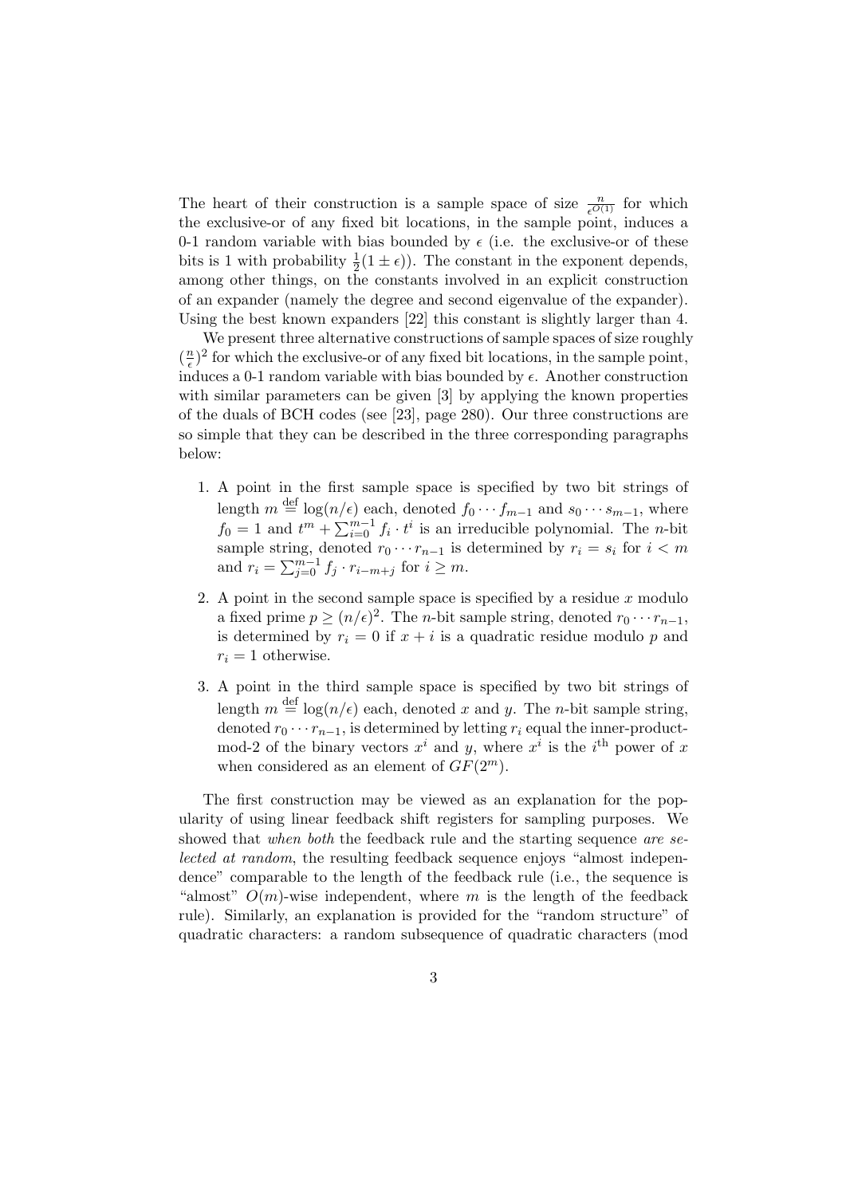The heart of their construction is a sample space of size $\frac{n}{\epsilon^{O(1)}}$ for which the exclusive-or of any fixed bit locations, in the sample point, induces a 0-1 random variable with bias bounded by $\epsilon$ (i.e. the exclusive-or of these bits is 1 with probability $\frac{1}{2}(1 \pm \epsilon)$). The constant in the exponent depends, among other things, on the constants involved in an explicit construction of an expander (namely the degree and second eigenvalue of the expander). Using the best known expanders [22] this constant is slightly larger than 4.

We present three alternative constructions of sample spaces of size roughly $(\frac{n}{\epsilon})^2$ for which the exclusive-or of any fixed bit locations, in the sample point, induces a 0-1 random variable with bias bounded by $\epsilon$. Another construction with similar parameters can be given [3] by applying the known properties of the duals of BCH codes (see [23], page 280). Our three constructions are so simple that they can be described in the three corresponding paragraphs below:

1. A point in the first sample space is specified by two bit strings of length $m \stackrel{\text{def}}{=} \log(n/\epsilon)$ each, denoted $f_0 \cdots f_{m-1}$ and $s_0 \cdots s_{m-1}$, where $f_0 = 1$ and $t^m + \sum_{i=0}^{m-1} f_i \cdot t^i$ is an irreducible polynomial. The $n$-bit sample string, denoted $r_0 \cdots r_{n-1}$ is determined by $r_i = s_i$ for $i < m$ and $r_i = \sum_{j=0}^{m-1} f_j \cdot r_{i-m+j}$ for $i \geq m$.

2. A point in the second sample space is specified by a residue $x$ modulo a fixed prime $p \geq (n/\epsilon)^2$. The $n$-bit sample string, denoted $r_0 \cdots r_{n-1}$, is determined by $r_i = 0$ if $x + i$ is a quadratic residue modulo $p$ and $r_i = 1$ otherwise.

3. A point in the third sample space is specified by two bit strings of length $m \stackrel{\text{def}}{=} \log(n/\epsilon)$ each, denoted $x$ and $y$. The $n$-bit sample string, denoted $r_0 \cdots r_{n-1}$, is determined by letting $r_i$ equal the inner-product-mod-2 of the binary vectors $x^i$ and $y$, where $x^i$ is the $i^{\text{th}}$ power of $x$ when considered as an element of $GF(2^m)$.

The first construction may be viewed as an explanation for the popularity of using linear feedback shift registers for sampling purposes. We showed that *when both* the feedback rule and the starting sequence *are selected at random*, the resulting feedback sequence enjoys "almost independence" comparable to the length of the feedback rule (i.e., the sequence is "almost" $O(m)$-wise independent, where $m$ is the length of the feedback rule). Similarly, an explanation is provided for the "random structure" of quadratic characters: a random subsequence of quadratic characters (mod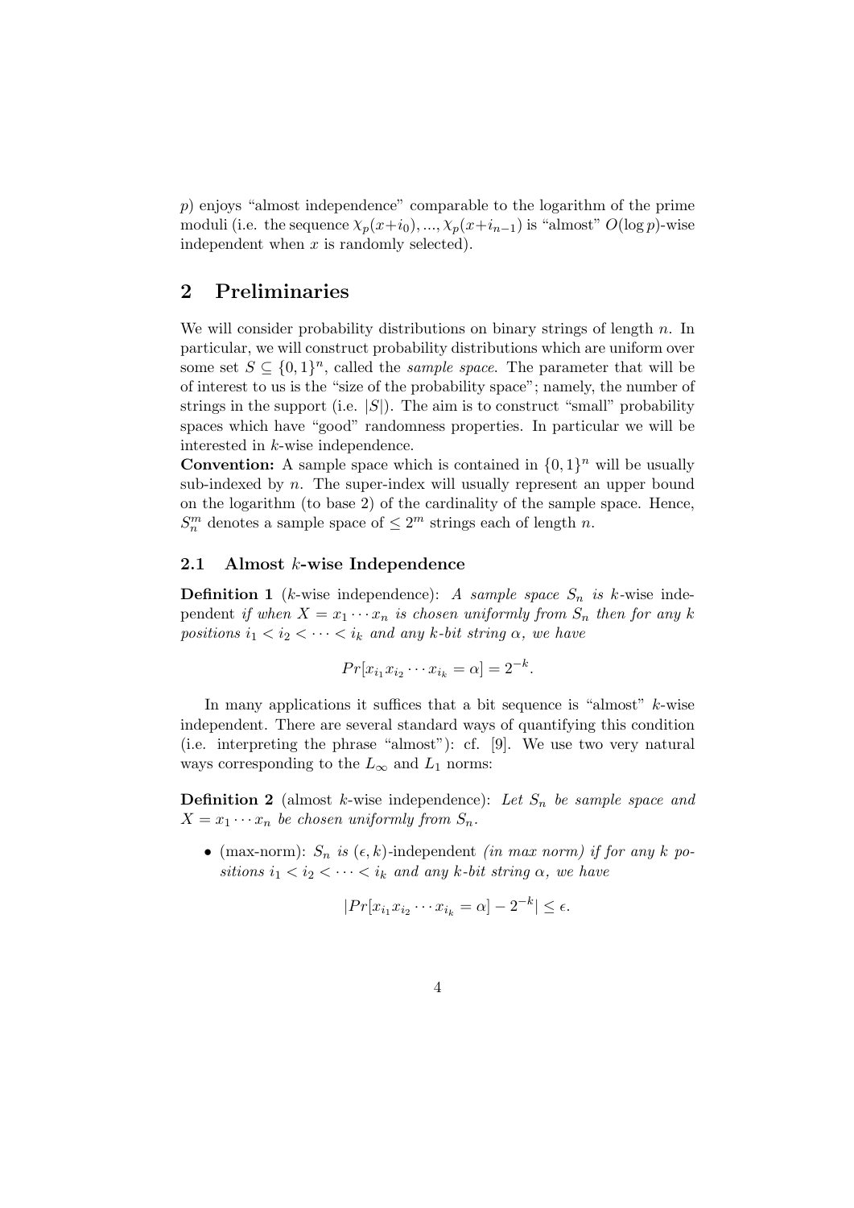$p$) enjoys "almost independence" comparable to the logarithm of the prime moduli (i.e. the sequence $\chi_p(x+i_0), ..., \chi_p(x+i_{n-1})$ is "almost" $O(\log p)$-wise independent when $x$ is randomly selected).

## 2 Preliminaries

We will consider probability distributions on binary strings of length $n$. In particular, we will construct probability distributions which are uniform over some set $S \subseteq \{0,1\}^n$, called the *sample space*. The parameter that will be of interest to us is the "size of the probability space"; namely, the number of strings in the support (i.e. $|S|$). The aim is to construct "small" probability spaces which have "good" randomness properties. In particular we will be interested in $k$-wise independence.

**Convention:** A sample space which is contained in $\{0,1\}^n$ will be usually sub-indexed by $n$. The super-index will usually represent an upper bound on the logarithm (to base 2) of the cardinality of the sample space. Hence, $S_n^m$ denotes a sample space of $\leq 2^m$ strings each of length $n$.

### 2.1 Almost $k$-wise Independence

**Definition 1** ($k$-wise independence): *A sample space $S_n$ is* $k$-wise independent *if when $X = x_1 \cdots x_n$ is chosen uniformly from $S_n$ then for any $k$ positions $i_1 < i_2 < \cdots < i_k$ and any $k$-bit string $\alpha$, we have*

$$Pr[x_{i_1} x_{i_2} \cdots x_{i_k} = \alpha] = 2^{-k}.$$

In many applications it suffices that a bit sequence is "almost" $k$-wise independent. There are several standard ways of quantifying this condition (i.e. interpreting the phrase "almost"): cf. [9]. We use two very natural ways corresponding to the $L_\infty$ and $L_1$ norms:

**Definition 2** (almost $k$-wise independence): *Let $S_n$ be sample space and $X = x_1 \cdots x_n$ be chosen uniformly from $S_n$.*

- (max-norm): $S_n$ *is* $(\epsilon, k)$-independent *(in max norm) if for any $k$ positions $i_1 < i_2 < \cdots < i_k$ and any $k$-bit string $\alpha$, we have*

$$|Pr[x_{i_1} x_{i_2} \cdots x_{i_k} = \alpha] - 2^{-k}| \leq \epsilon.$$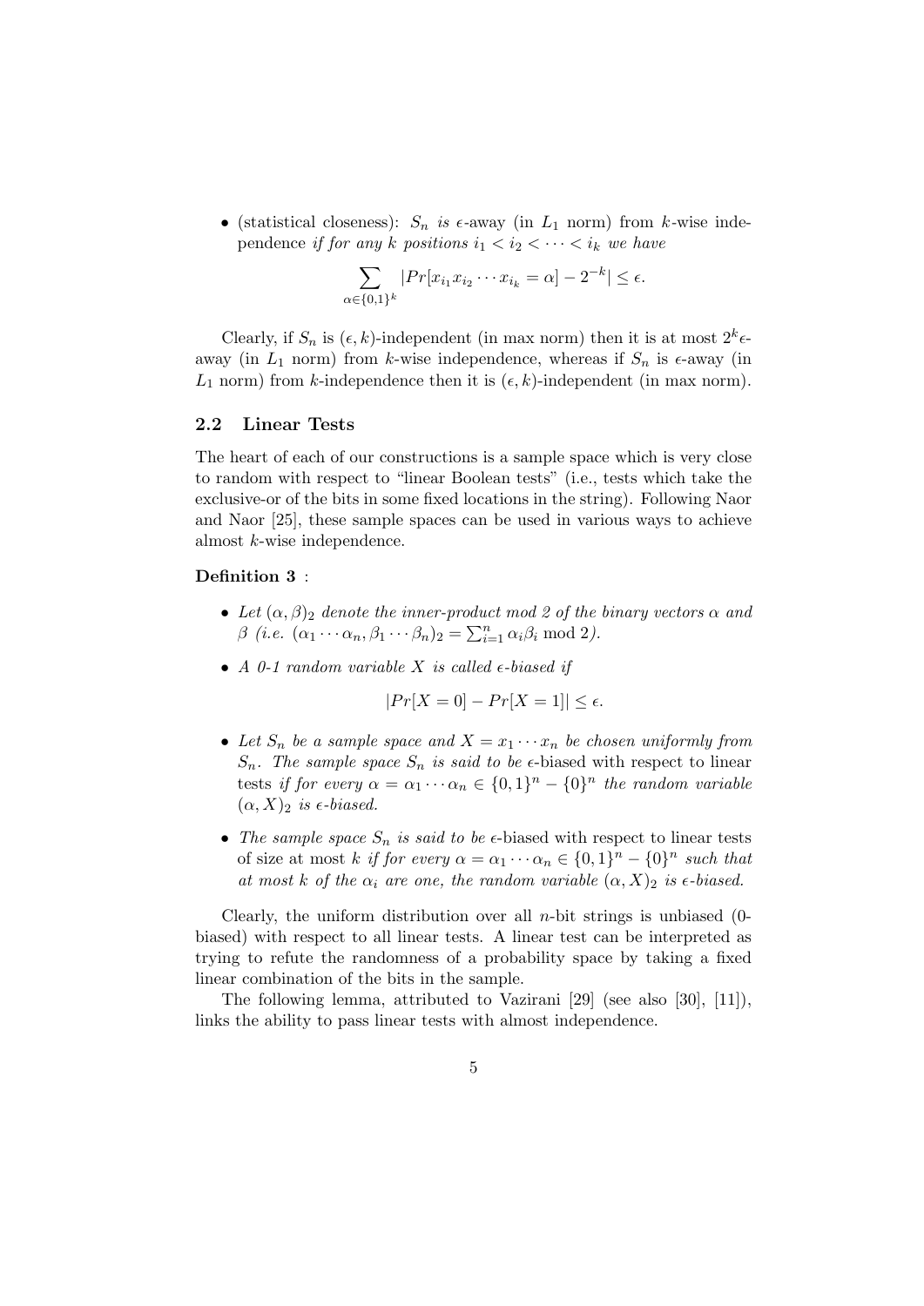- (statistical closeness): $S_n$ *is* $\epsilon$-away (in $L_1$ norm) from $k$-wise independence *if for any $k$ positions* $i_1 < i_2 < \cdots < i_k$ *we have*

$$\sum_{\alpha \in \{0,1\}^k} |Pr[x_{i_1} x_{i_2} \cdots x_{i_k} = \alpha] - 2^{-k}| \leq \epsilon.$$

Clearly, if $S_n$ is $(\epsilon, k)$-independent (in max norm) then it is at most $2^k\epsilon$-away (in $L_1$ norm) from $k$-wise independence, whereas if $S_n$ is $\epsilon$-away (in $L_1$ norm) from $k$-independence then it is $(\epsilon, k)$-independent (in max norm).

## 2.2 Linear Tests

The heart of each of our constructions is a sample space which is very close to random with respect to "linear Boolean tests" (i.e., tests which take the exclusive-or of the bits in some fixed locations in the string). Following Naor and Naor [25], these sample spaces can be used in various ways to achieve almost $k$-wise independence.

**Definition 3** :

- *Let* $(\alpha, \beta)_2$ *denote the inner-product mod 2 of the binary vectors* $\alpha$ *and* $\beta$ *(i.e.* $(\alpha_1 \cdots \alpha_n, \beta_1 \cdots \beta_n)_2 = \sum_{i=1}^{n} \alpha_i \beta_i \bmod 2$*).*
- *A 0-1 random variable* $X$ *is called* $\epsilon$*-biased if*

$$|Pr[X = 0] - Pr[X = 1]| \leq \epsilon.$$

- *Let* $S_n$ *be a sample space and* $X = x_1 \cdots x_n$ *be chosen uniformly from* $S_n$*. The sample space* $S_n$ *is said to be* $\epsilon$-biased with respect to linear tests *if for every* $\alpha = \alpha_1 \cdots \alpha_n \in \{0,1\}^n - \{0\}^n$ *the random variable* $(\alpha, X)_2$ *is* $\epsilon$*-biased.*
- *The sample space* $S_n$ *is said to be* $\epsilon$-biased with respect to linear tests of size at most $k$ *if for every* $\alpha = \alpha_1 \cdots \alpha_n \in \{0,1\}^n - \{0\}^n$ *such that at most* $k$ *of the* $\alpha_i$ *are one, the random variable* $(\alpha, X)_2$ *is* $\epsilon$*-biased.*

Clearly, the uniform distribution over all $n$-bit strings is unbiased (0-biased) with respect to all linear tests. A linear test can be interpreted as trying to refute the randomness of a probability space by taking a fixed linear combination of the bits in the sample.

The following lemma, attributed to Vazirani [29] (see also [30], [11]), links the ability to pass linear tests with almost independence.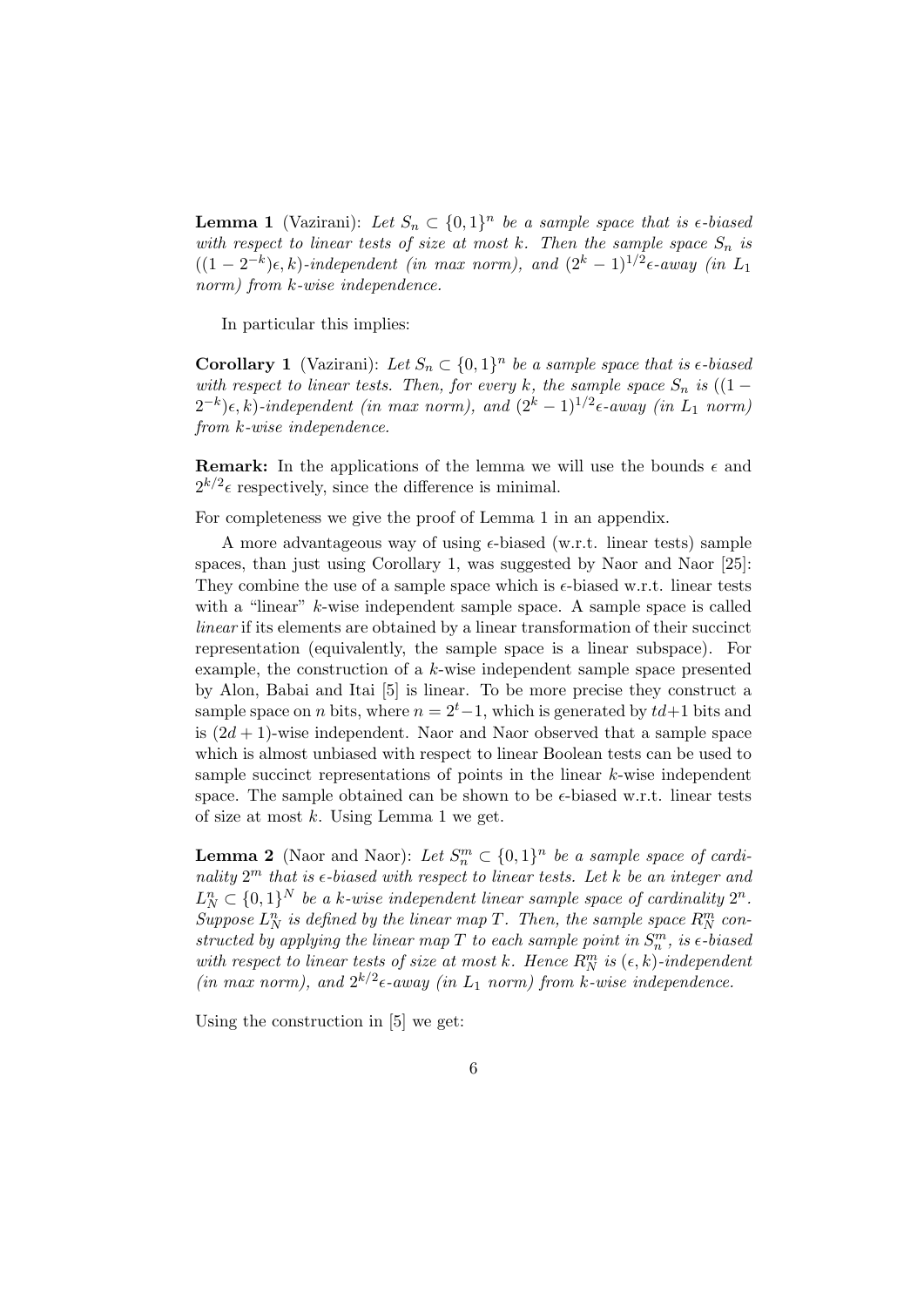**Lemma 1** (Vazirani): *Let $S_n \subset \{0,1\}^n$ be a sample space that is $\epsilon$-biased with respect to linear tests of size at most $k$. Then the sample space $S_n$ is $((1-2^{-k})\epsilon, k)$-independent (in max norm), and $(2^k-1)^{1/2}\epsilon$-away (in $L_1$ norm) from $k$-wise independence.*

In particular this implies:

**Corollary 1** (Vazirani): *Let $S_n \subset \{0,1\}^n$ be a sample space that is $\epsilon$-biased with respect to linear tests. Then, for every $k$, the sample space $S_n$ is $((1-2^{-k})\epsilon, k)$-independent (in max norm), and $(2^k-1)^{1/2}\epsilon$-away (in $L_1$ norm) from $k$-wise independence.*

**Remark:** In the applications of the lemma we will use the bounds $\epsilon$ and $2^{k/2}\epsilon$ respectively, since the difference is minimal.

For completeness we give the proof of Lemma 1 in an appendix.

A more advantageous way of using $\epsilon$-biased (w.r.t. linear tests) sample spaces, than just using Corollary 1, was suggested by Naor and Naor [25]: They combine the use of a sample space which is $\epsilon$-biased w.r.t. linear tests with a "linear" $k$-wise independent sample space. A sample space is called *linear* if its elements are obtained by a linear transformation of their succinct representation (equivalently, the sample space is a linear subspace). For example, the construction of a $k$-wise independent sample space presented by Alon, Babai and Itai [5] is linear. To be more precise they construct a sample space on $n$ bits, where $n = 2^t - 1$, which is generated by $td+1$ bits and is $(2d+1)$-wise independent. Naor and Naor observed that a sample space which is almost unbiased with respect to linear Boolean tests can be used to sample succinct representations of points in the linear $k$-wise independent space. The sample obtained can be shown to be $\epsilon$-biased w.r.t. linear tests of size at most $k$. Using Lemma 1 we get.

**Lemma 2** (Naor and Naor): *Let $S_n^m \subset \{0,1\}^n$ be a sample space of cardinality $2^m$ that is $\epsilon$-biased with respect to linear tests. Let $k$ be an integer and $L_N^n \subset \{0,1\}^N$ be a $k$-wise independent linear sample space of cardinality $2^n$. Suppose $L_N^n$ is defined by the linear map $T$. Then, the sample space $R_N^m$ constructed by applying the linear map $T$ to each sample point in $S_n^m$, is $\epsilon$-biased with respect to linear tests of size at most $k$. Hence $R_N^m$ is $(\epsilon, k)$-independent (in max norm), and $2^{k/2}\epsilon$-away (in $L_1$ norm) from $k$-wise independence.*

Using the construction in [5] we get: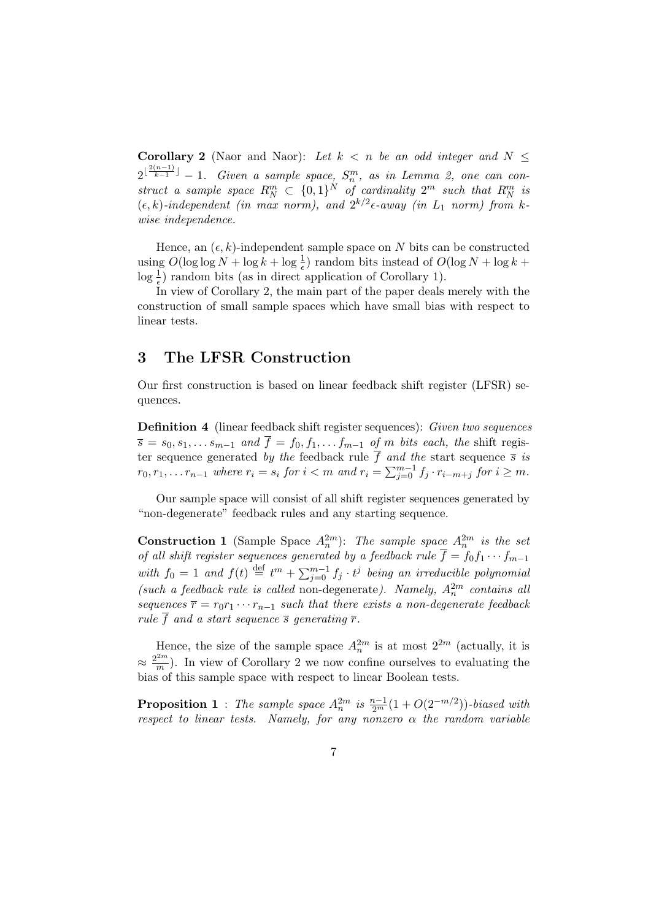**Corollary 2** (Naor and Naor): *Let $k < n$ be an odd integer and $N \leq 2^{\lfloor \frac{2(n-1)}{k-1} \rfloor} - 1$. Given a sample space, $S_n^m$, as in Lemma 2, one can construct a sample space $R_N^m \subset \{0,1\}^N$ of cardinality $2^m$ such that $R_N^m$ is $(\epsilon, k)$-independent (in max norm), and $2^{k/2}\epsilon$-away (in $L_1$ norm) from $k$-wise independence.*

Hence, an $(\epsilon, k)$-independent sample space on $N$ bits can be constructed using $O(\log\log N + \log k + \log \frac{1}{\epsilon})$ random bits instead of $O(\log N + \log k + \log \frac{1}{\epsilon})$ random bits (as in direct application of Corollary 1).

In view of Corollary 2, the main part of the paper deals merely with the construction of small sample spaces which have small bias with respect to linear tests.

## 3 The LFSR Construction

Our first construction is based on linear feedback shift register (LFSR) sequences.

**Definition 4** (linear feedback shift register sequences): *Given two sequences $\overline{s} = s_0, s_1, \ldots s_{m-1}$ and $\overline{f} = f_0, f_1, \ldots f_{m-1}$ of $m$ bits each, the* shift register sequence generated *by the* feedback rule $\overline{f}$ *and the* start sequence $\overline{s}$ *is $r_0, r_1, \ldots r_{n-1}$ where $r_i = s_i$ for $i < m$ and $r_i = \sum_{j=0}^{m-1} f_j \cdot r_{i-m+j}$ for $i \geq m$.*

Our sample space will consist of all shift register sequences generated by "non-degenerate" feedback rules and any starting sequence.

**Construction 1** (Sample Space $A_n^{2m}$): *The sample space $A_n^{2m}$ is the set of all shift register sequences generated by a feedback rule $\overline{f} = f_0 f_1 \cdots f_{m-1}$ with $f_0 = 1$ and $f(t) \stackrel{\text{def}}{=} t^m + \sum_{j=0}^{m-1} f_j \cdot t^j$ being an irreducible polynomial (such a feedback rule is called* non-degenerate*). Namely, $A_n^{2m}$ contains all sequences $\overline{r} = r_0 r_1 \cdots r_{n-1}$ such that there exists a non-degenerate feedback rule $\overline{f}$ and a start sequence $\overline{s}$ generating $\overline{r}$.*

Hence, the size of the sample space $A_n^{2m}$ is at most $2^{2m}$ (actually, it is $\approx \frac{2^{2m}}{m}$). In view of Corollary 2 we now confine ourselves to evaluating the bias of this sample space with respect to linear Boolean tests.

**Proposition 1** : *The sample space $A_n^{2m}$ is $\frac{n-1}{2^m}(1 + O(2^{-m/2}))$-biased with respect to linear tests. Namely, for any nonzero $\alpha$ the random variable*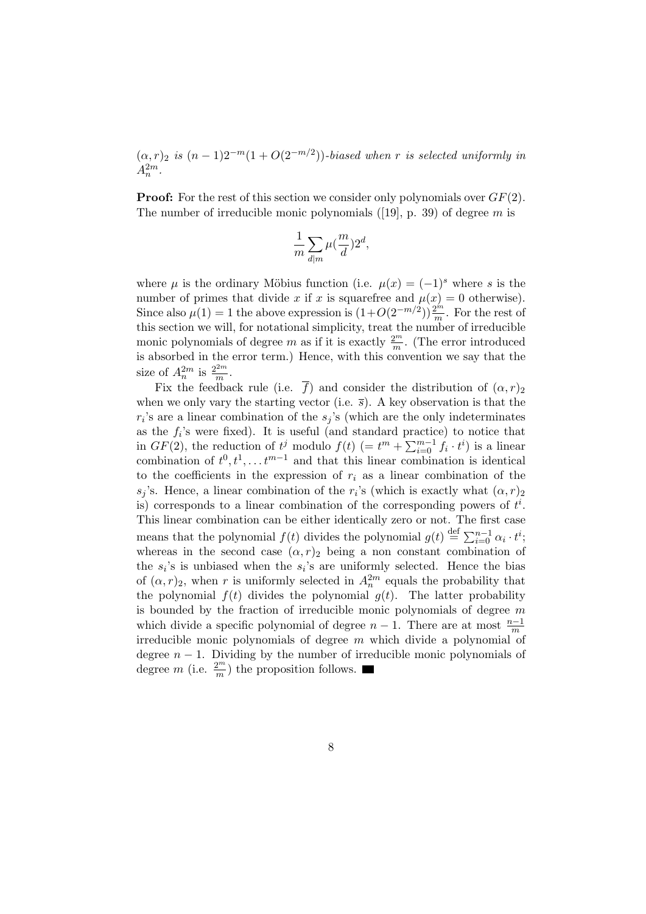*$(\alpha, r)_2$ is $(n-1)2^{-m}(1 + O(2^{-m/2}))$-biased when $r$ is selected uniformly in $A_n^{2m}$.*

**Proof:** For the rest of this section we consider only polynomials over $GF(2)$. The number of irreducible monic polynomials ([19], p. 39) of degree $m$ is

$$\frac{1}{m} \sum_{d|m} \mu(\frac{m}{d}) 2^d,$$

where $\mu$ is the ordinary Möbius function (i.e. $\mu(x) = (-1)^s$ where $s$ is the number of primes that divide $x$ if $x$ is squarefree and $\mu(x) = 0$ otherwise). Since also $\mu(1) = 1$ the above expression is $(1+O(2^{-m/2}))\frac{2^m}{m}$. For the rest of this section we will, for notational simplicity, treat the number of irreducible monic polynomials of degree $m$ as if it is exactly $\frac{2^m}{m}$. (The error introduced is absorbed in the error term.) Hence, with this convention we say that the size of $A_n^{2m}$ is $\frac{2^{2m}}{m}$.

Fix the feedback rule (i.e. $\overline{f}$) and consider the distribution of $(\alpha, r)_2$ when we only vary the starting vector (i.e. $\overline{s}$). A key observation is that the $r_i$'s are a linear combination of the $s_j$'s (which are the only indeterminates as the $f_i$'s were fixed). It is useful (and standard practice) to notice that in $GF(2)$, the reduction of $t^j$ modulo $f(t)$ $(= t^m + \sum_{i=0}^{m-1} f_i \cdot t^i)$ is a linear combination of $t^0, t^1, \ldots t^{m-1}$ and that this linear combination is identical to the coefficients in the expression of $r_i$ as a linear combination of the $s_j$'s. Hence, a linear combination of the $r_i$'s (which is exactly what $(\alpha, r)_2$ is) corresponds to a linear combination of the corresponding powers of $t^i$. This linear combination can be either identically zero or not. The first case means that the polynomial $f(t)$ divides the polynomial $g(t) \stackrel{\text{def}}{=} \sum_{i=0}^{n-1} \alpha_i \cdot t^i$; whereas in the second case $(\alpha, r)_2$ being a non constant combination of the $s_i$'s is unbiased when the $s_i$'s are uniformly selected. Hence the bias of $(\alpha, r)_2$, when $r$ is uniformly selected in $A_n^{2m}$ equals the probability that the polynomial $f(t)$ divides the polynomial $g(t)$. The latter probability is bounded by the fraction of irreducible monic polynomials of degree $m$ which divide a specific polynomial of degree $n-1$. There are at most $\frac{n-1}{m}$ irreducible monic polynomials of degree $m$ which divide a polynomial of degree $n-1$. Dividing by the number of irreducible monic polynomials of degree $m$ (i.e. $\frac{2^m}{m}$) the proposition follows. ∎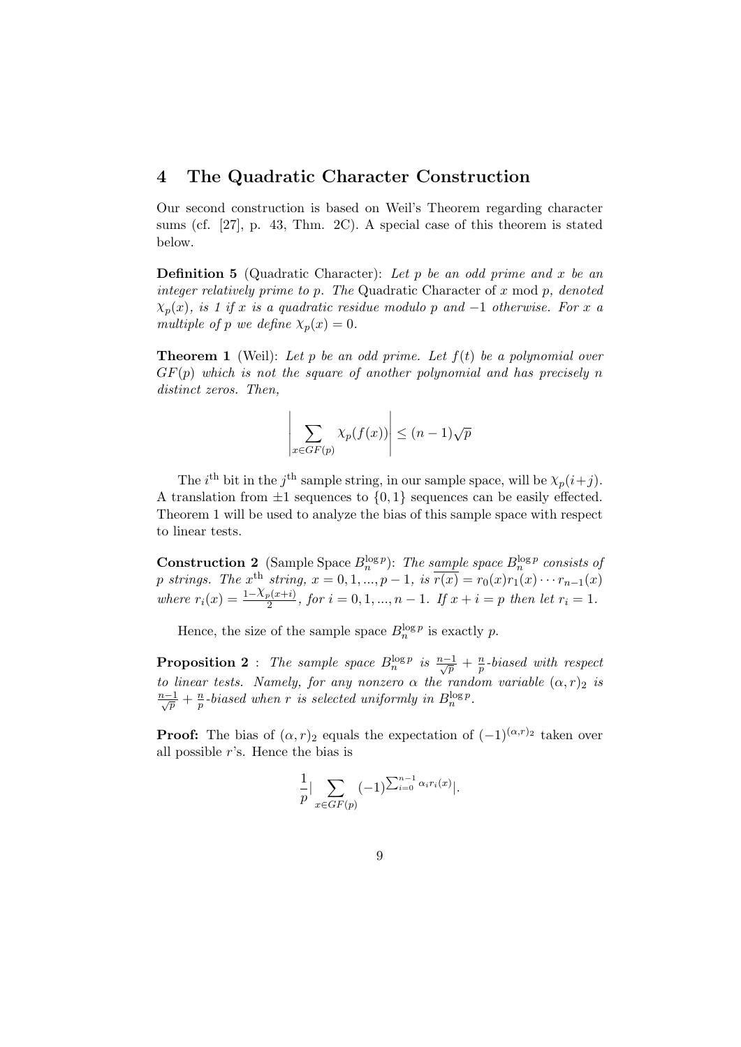## 4 The Quadratic Character Construction

Our second construction is based on Weil's Theorem regarding character sums (cf. [27], p. 43, Thm. 2C). A special case of this theorem is stated below.

**Definition 5** (Quadratic Character): *Let $p$ be an odd prime and $x$ be an integer relatively prime to $p$. The* Quadratic Character *of $x$ mod $p$, denoted $\chi_p(x)$, is 1 if $x$ is a quadratic residue modulo $p$ and $-1$ otherwise. For $x$ a multiple of $p$ we define $\chi_p(x) = 0$.*

**Theorem 1** (Weil): *Let $p$ be an odd prime. Let $f(t)$ be a polynomial over $GF(p)$ which is not the square of another polynomial and has precisely $n$ distinct zeros. Then,*

$$\left| \sum_{x \in GF(p)} \chi_p(f(x)) \right| \leq (n-1)\sqrt{p}$$

The $i^{\text{th}}$ bit in the $j^{\text{th}}$ sample string, in our sample space, will be $\chi_p(i+j)$. A translation from $\pm 1$ sequences to $\{0,1\}$ sequences can be easily effected. Theorem 1 will be used to analyze the bias of this sample space with respect to linear tests.

**Construction 2** (Sample Space $B_n^{\log p}$): *The sample space $B_n^{\log p}$ consists of $p$ strings. The $x^{\text{th}}$ string, $x = 0, 1, ..., p-1$, is $\overline{r(x)} = r_0(x) r_1(x) \cdots r_{n-1}(x)$ where $r_i(x) = \frac{1 - \chi_p(x+i)}{2}$, for $i = 0, 1, ..., n-1$. If $x + i = p$ then let $r_i = 1$.*

Hence, the size of the sample space $B_n^{\log p}$ is exactly $p$.

**Proposition 2** : *The sample space $B_n^{\log p}$ is $\frac{n-1}{\sqrt{p}} + \frac{n}{p}$-biased with respect to linear tests. Namely, for any nonzero $\alpha$ the random variable $(\alpha, r)_2$ is $\frac{n-1}{\sqrt{p}} + \frac{n}{p}$-biased when $r$ is selected uniformly in $B_n^{\log p}$.*

**Proof:** The bias of $(\alpha, r)_2$ equals the expectation of $(-1)^{(\alpha,r)_2}$ taken over all possible $r$'s. Hence the bias is

$$\frac{1}{p} \Big| \sum_{x \in GF(p)} (-1)^{\sum_{i=0}^{n-1} \alpha_i r_i(x)} \Big|.$$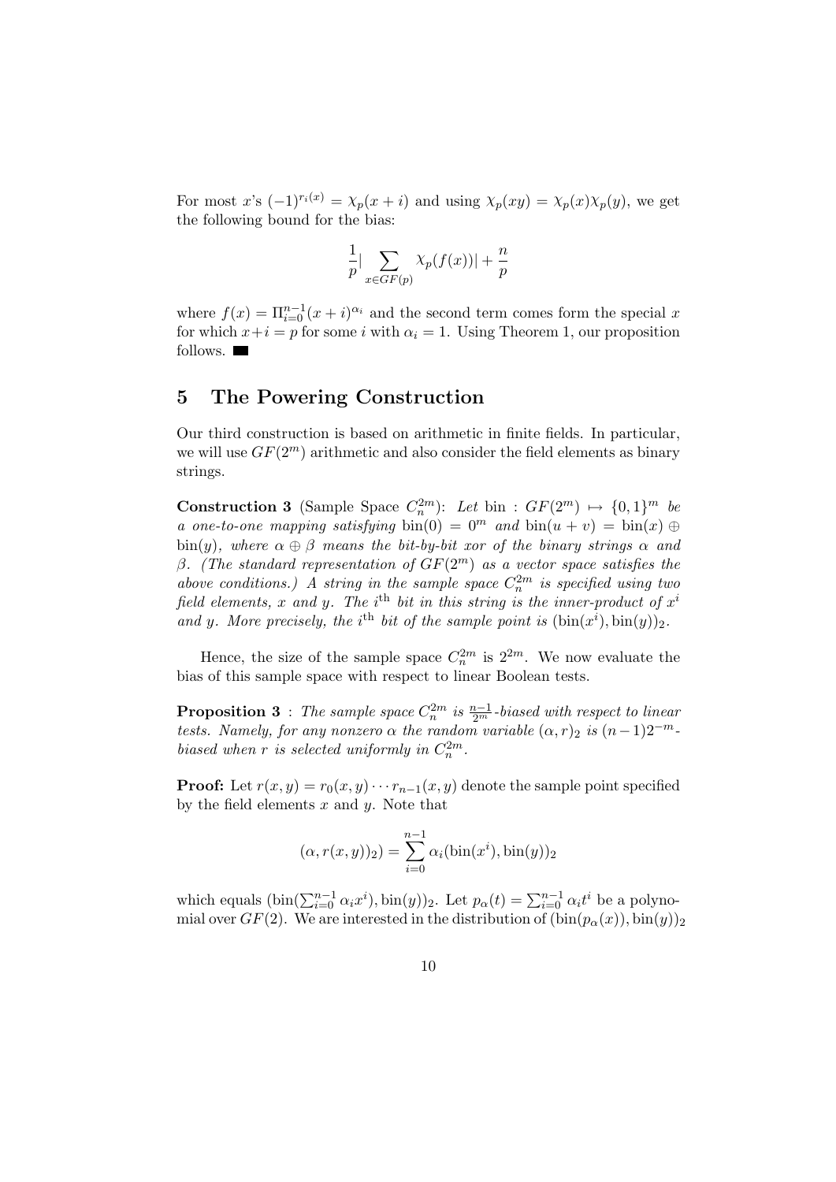For most $x$'s $(-1)^{r_i(x)} = \chi_p(x+i)$ and using $\chi_p(xy) = \chi_p(x)\chi_p(y)$, we get the following bound for the bias:

$$\frac{1}{p}|\sum_{x \in GF(p)} \chi_p(f(x))| + \frac{n}{p}$$

where $f(x) = \Pi_{i=0}^{n-1}(x+i)^{\alpha_i}$ and the second term comes form the special $x$ for which $x+i = p$ for some $i$ with $\alpha_i = 1$. Using Theorem 1, our proposition follows. ■

## 5 The Powering Construction

Our third construction is based on arithmetic in finite fields. In particular, we will use $GF(2^m)$ arithmetic and also consider the field elements as binary strings.

**Construction 3** (Sample Space $C_n^{2m}$): *Let* bin : $GF(2^m) \mapsto \{0,1\}^m$ *be a one-to-one mapping satisfying* $\text{bin}(0) = 0^m$ *and* $\text{bin}(u+v) = \text{bin}(x) \oplus \text{bin}(y)$*, where* $\alpha \oplus \beta$ *means the bit-by-bit xor of the binary strings* $\alpha$ *and* $\beta$*. (The standard representation of* $GF(2^m)$ *as a vector space satisfies the above conditions.) A string in the sample space* $C_n^{2m}$ *is specified using two field elements,* $x$ *and* $y$*. The* $i^{\text{th}}$ *bit in this string is the inner-product of* $x^i$ *and* $y$*. More precisely, the* $i^{\text{th}}$ *bit of the sample point is* $(\text{bin}(x^i), \text{bin}(y))_2$*.*

Hence, the size of the sample space $C_n^{2m}$ is $2^{2m}$. We now evaluate the bias of this sample space with respect to linear Boolean tests.

**Proposition 3** : *The sample space* $C_n^{2m}$ *is* $\frac{n-1}{2^m}$*-biased with respect to linear tests. Namely, for any nonzero* $\alpha$ *the random variable* $(\alpha, r)_2$ *is* $(n-1)2^{-m}$*-biased when* $r$ *is selected uniformly in* $C_n^{2m}$*.*

**Proof:** Let $r(x,y) = r_0(x,y) \cdots r_{n-1}(x,y)$ denote the sample point specified by the field elements $x$ and $y$. Note that

$$(\alpha, r(x,y))_2) = \sum_{i=0}^{n-1} \alpha_i (\text{bin}(x^i), \text{bin}(y))_2$$

which equals $(\text{bin}(\sum_{i=0}^{n-1} \alpha_i x^i), \text{bin}(y))_2$. Let $p_\alpha(t) = \sum_{i=0}^{n-1} \alpha_i t^i$ be a polynomial over $GF(2)$. We are interested in the distribution of $(\text{bin}(p_\alpha(x)), \text{bin}(y))_2$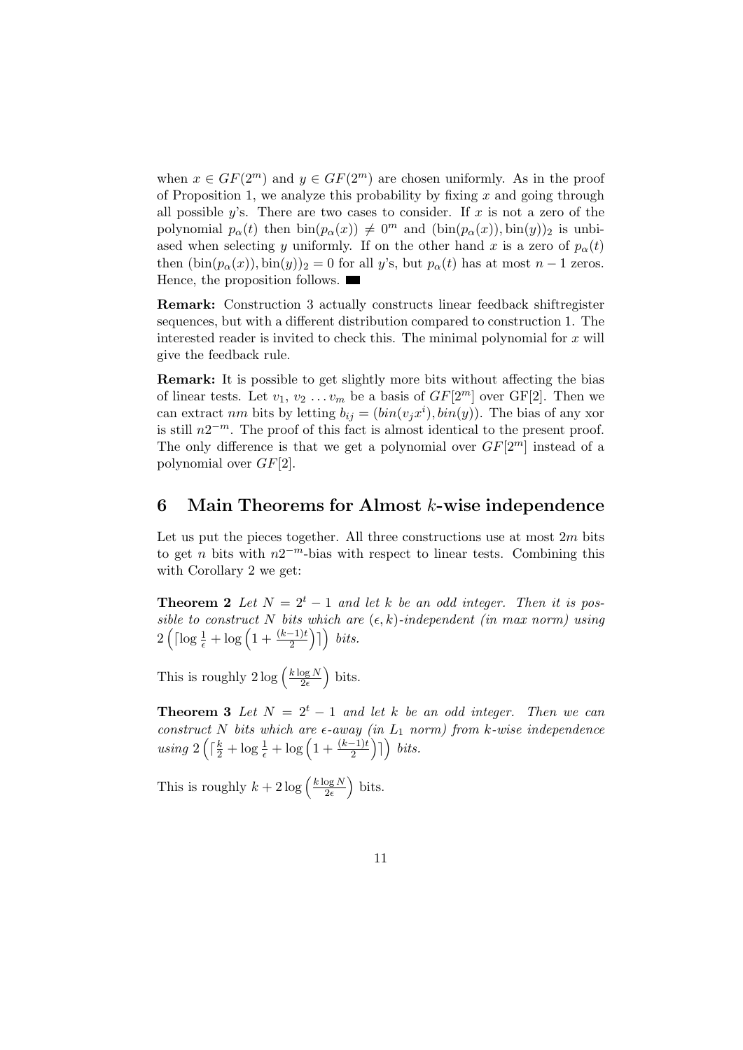when $x \in GF(2^m)$ and $y \in GF(2^m)$ are chosen uniformly. As in the proof of Proposition 1, we analyze this probability by fixing $x$ and going through all possible $y$'s. There are two cases to consider. If $x$ is not a zero of the polynomial $p_\alpha(t)$ then $\text{bin}(p_\alpha(x)) \neq 0^m$ and $(\text{bin}(p_\alpha(x)), \text{bin}(y))_2$ is unbiased when selecting $y$ uniformly. If on the other hand $x$ is a zero of $p_\alpha(t)$ then $(\text{bin}(p_\alpha(x)), \text{bin}(y))_2 = 0$ for all $y$'s, but $p_\alpha(t)$ has at most $n-1$ zeros. Hence, the proposition follows. ■

**Remark:** Construction 3 actually constructs linear feedback shiftregister sequences, but with a different distribution compared to construction 1. The interested reader is invited to check this. The minimal polynomial for $x$ will give the feedback rule.

**Remark:** It is possible to get slightly more bits without affecting the bias of linear tests. Let $v_1, v_2 \ldots v_m$ be a basis of $GF[2^m]$ over GF[2]. Then we can extract $nm$ bits by letting $b_{ij} = (bin(v_j x^i), bin(y))$. The bias of any xor is still $n2^{-m}$. The proof of this fact is almost identical to the present proof. The only difference is that we get a polynomial over $GF[2^m]$ instead of a polynomial over $GF[2]$.

## 6 Main Theorems for Almost $k$-wise independence

Let us put the pieces together. All three constructions use at most $2m$ bits to get $n$ bits with $n2^{-m}$-bias with respect to linear tests. Combining this with Corollary 2 we get:

**Theorem 2** *Let $N = 2^t - 1$ and let $k$ be an odd integer. Then it is possible to construct $N$ bits which are $(\epsilon, k)$-independent (in max norm) using $2\left(\lceil \log \frac{1}{\epsilon} + \log\left(1 + \frac{(k-1)t}{2}\right)\rceil\right)$ bits.*

This is roughly $2 \log\left(\frac{k \log N}{2\epsilon}\right)$ bits.

**Theorem 3** *Let $N = 2^t - 1$ and let $k$ be an odd integer. Then we can construct $N$ bits which are $\epsilon$-away (in $L_1$ norm) from $k$-wise independence using $2\left(\lceil \frac{k}{2} + \log \frac{1}{\epsilon} + \log\left(1 + \frac{(k-1)t}{2}\right)\rceil\right)$ bits.*

This is roughly $k + 2\log\left(\frac{k \log N}{2\epsilon}\right)$ bits.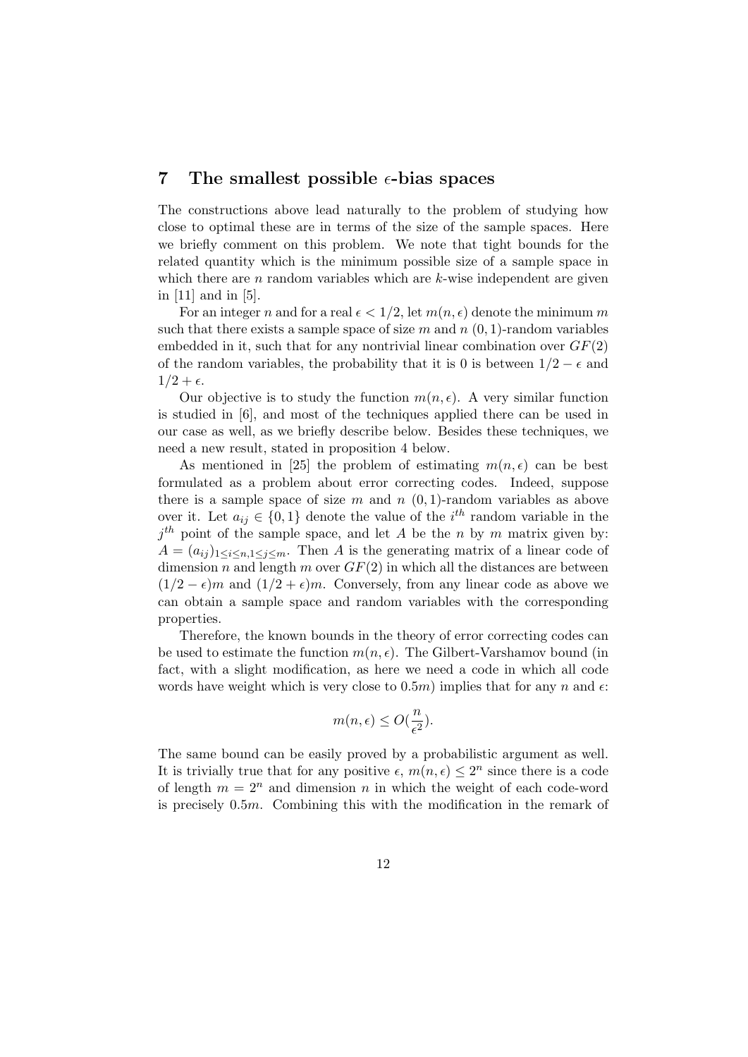## 7 The smallest possible $\epsilon$-bias spaces

The constructions above lead naturally to the problem of studying how close to optimal these are in terms of the size of the sample spaces. Here we briefly comment on this problem. We note that tight bounds for the related quantity which is the minimum possible size of a sample space in which there are $n$ random variables which are $k$-wise independent are given in [11] and in [5].

For an integer $n$ and for a real $\epsilon < 1/2$, let $m(n, \epsilon)$ denote the minimum $m$ such that there exists a sample space of size $m$ and $n$ $(0, 1)$-random variables embedded in it, such that for any nontrivial linear combination over $GF(2)$ of the random variables, the probability that it is 0 is between $1/2 - \epsilon$ and $1/2 + \epsilon$.

Our objective is to study the function $m(n, \epsilon)$. A very similar function is studied in [6], and most of the techniques applied there can be used in our case as well, as we briefly describe below. Besides these techniques, we need a new result, stated in proposition 4 below.

As mentioned in [25] the problem of estimating $m(n, \epsilon)$ can be best formulated as a problem about error correcting codes. Indeed, suppose there is a sample space of size $m$ and $n$ $(0, 1)$-random variables as above over it. Let $a_{ij} \in \{0, 1\}$ denote the value of the $i^{th}$ random variable in the $j^{th}$ point of the sample space, and let $A$ be the $n$ by $m$ matrix given by: $A = (a_{ij})_{1 \leq i \leq n, 1 \leq j \leq m}$. Then $A$ is the generating matrix of a linear code of dimension $n$ and length $m$ over $GF(2)$ in which all the distances are between $(1/2 - \epsilon)m$ and $(1/2 + \epsilon)m$. Conversely, from any linear code as above we can obtain a sample space and random variables with the corresponding properties.

Therefore, the known bounds in the theory of error correcting codes can be used to estimate the function $m(n, \epsilon)$. The Gilbert-Varshamov bound (in fact, with a slight modification, as here we need a code in which all code words have weight which is very close to $0.5m$) implies that for any $n$ and $\epsilon$:

$$m(n, \epsilon) \leq O(\frac{n}{\epsilon^2}).$$

The same bound can be easily proved by a probabilistic argument as well. It is trivially true that for any positive $\epsilon$, $m(n, \epsilon) \leq 2^n$ since there is a code of length $m = 2^n$ and dimension $n$ in which the weight of each code-word is precisely $0.5m$. Combining this with the modification in the remark of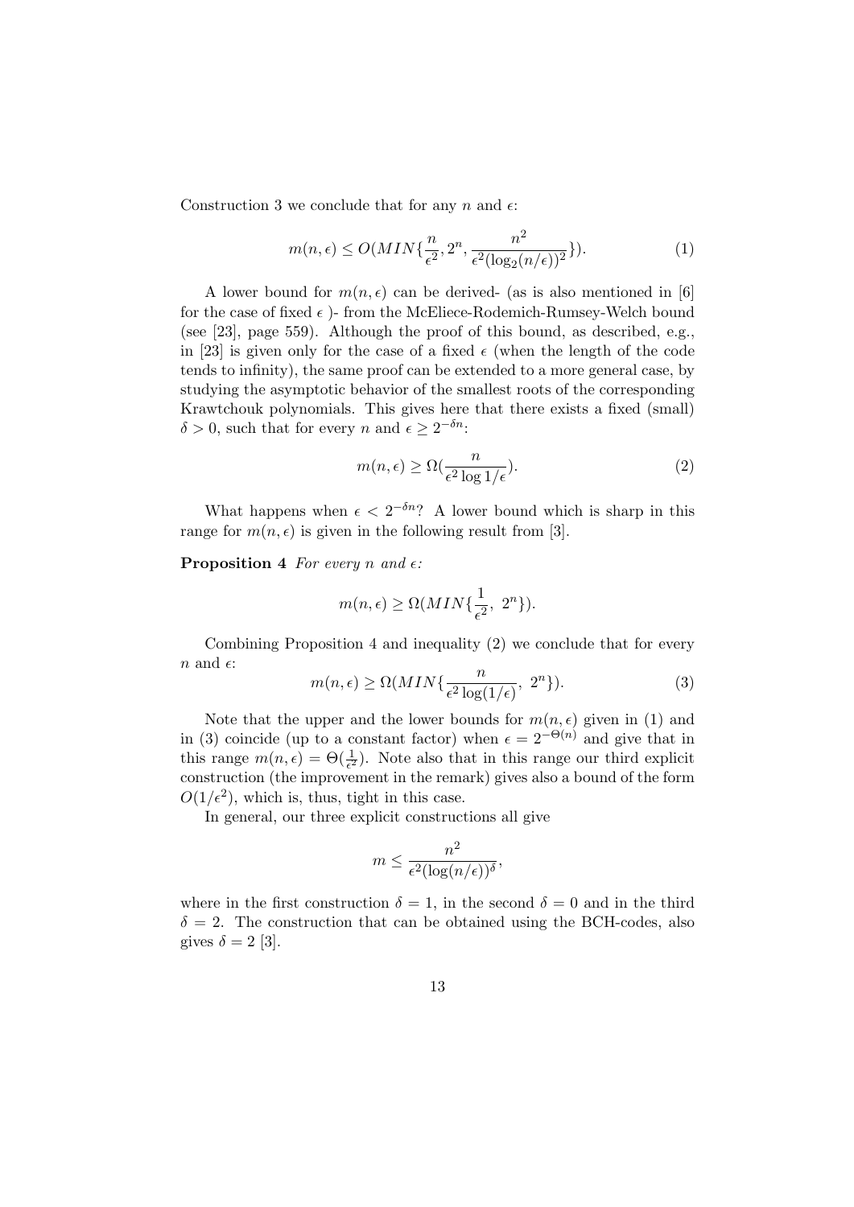Construction 3 we conclude that for any $n$ and $\epsilon$:

$$m(n, \epsilon) \leq O(MIN\{\frac{n}{\epsilon^2}, 2^n, \frac{n^2}{\epsilon^2(\log_2(n/\epsilon))^2}\}). \tag{1}$$

A lower bound for $m(n, \epsilon)$ can be derived- (as is also mentioned in [6] for the case of fixed $\epsilon$ )- from the McEliece-Rodemich-Rumsey-Welch bound (see [23], page 559). Although the proof of this bound, as described, e.g., in [23] is given only for the case of a fixed $\epsilon$ (when the length of the code tends to infinity), the same proof can be extended to a more general case, by studying the asymptotic behavior of the smallest roots of the corresponding Krawtchouk polynomials. This gives here that there exists a fixed (small) $\delta > 0$, such that for every $n$ and $\epsilon \geq 2^{-\delta n}$:

$$m(n, \epsilon) \geq \Omega(\frac{n}{\epsilon^2 \log 1/\epsilon}). \tag{2}$$

What happens when $\epsilon < 2^{-\delta n}$? A lower bound which is sharp in this range for $m(n, \epsilon)$ is given in the following result from [3].

**Proposition 4** *For every $n$ and $\epsilon$:*

$$m(n, \epsilon) \geq \Omega(MIN\{\frac{1}{\epsilon^2},\ 2^n\}).$$

Combining Proposition 4 and inequality (2) we conclude that for every $n$ and $\epsilon$:

$$m(n, \epsilon) \geq \Omega(MIN\{\frac{n}{\epsilon^2 \log(1/\epsilon)},\ 2^n\}). \tag{3}$$

Note that the upper and the lower bounds for $m(n, \epsilon)$ given in (1) and in (3) coincide (up to a constant factor) when $\epsilon = 2^{-\Theta(n)}$ and give that in this range $m(n, \epsilon) = \Theta(\frac{1}{\epsilon^2})$. Note also that in this range our third explicit construction (the improvement in the remark) gives also a bound of the form $O(1/\epsilon^2)$, which is, thus, tight in this case.

In general, our three explicit constructions all give

$$m \leq \frac{n^2}{\epsilon^2(\log(n/\epsilon))^\delta},$$

where in the first construction $\delta = 1$, in the second $\delta = 0$ and in the third $\delta = 2$. The construction that can be obtained using the BCH-codes, also gives $\delta = 2$ [3].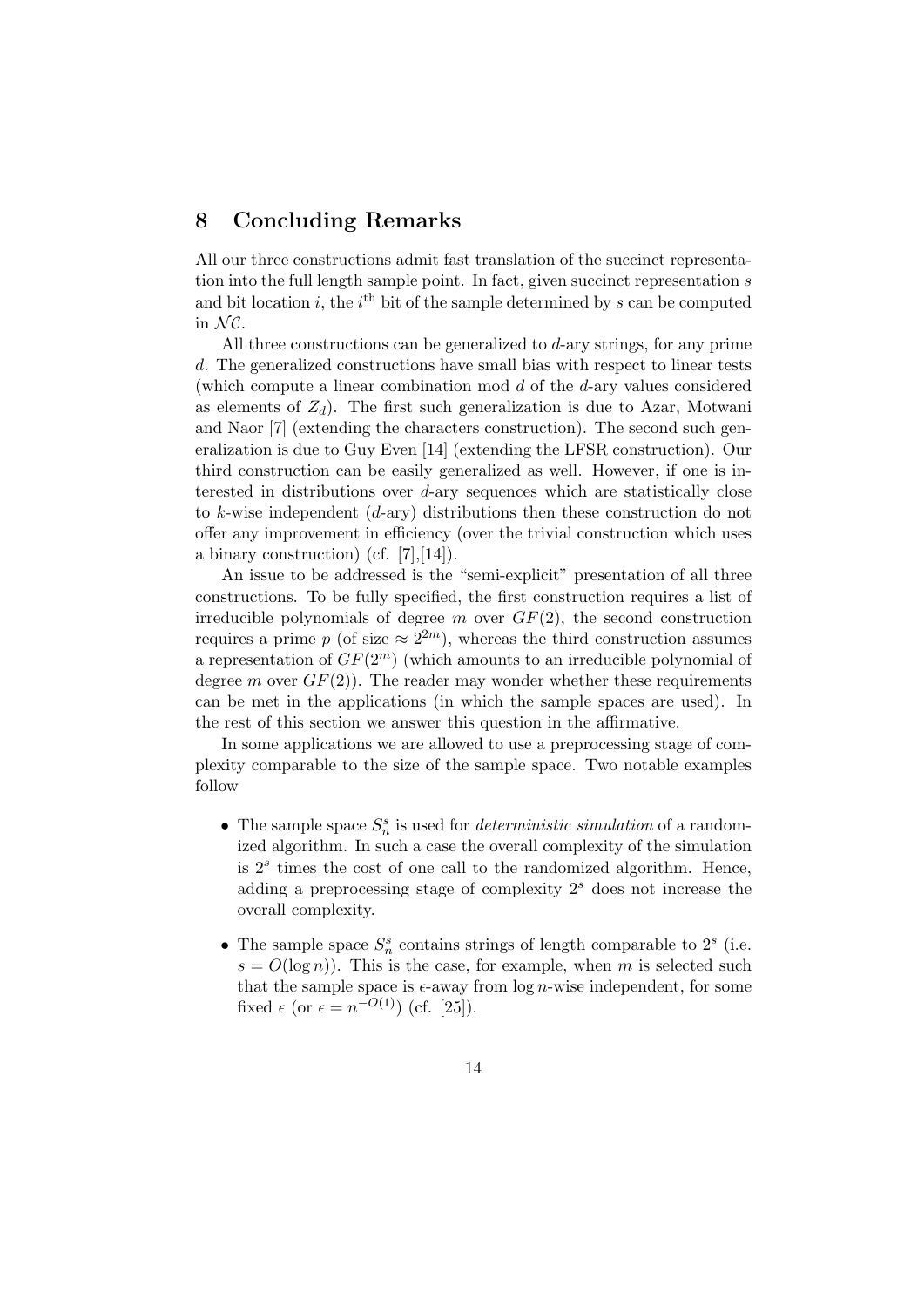## 8 Concluding Remarks

All our three constructions admit fast translation of the succinct representation into the full length sample point. In fact, given succinct representation $s$ and bit location $i$, the $i^{\text{th}}$ bit of the sample determined by $s$ can be computed in $\mathcal{NC}$.

All three constructions can be generalized to $d$-ary strings, for any prime $d$. The generalized constructions have small bias with respect to linear tests (which compute a linear combination mod $d$ of the $d$-ary values considered as elements of $Z_d$). The first such generalization is due to Azar, Motwani and Naor [7] (extending the characters construction). The second such generalization is due to Guy Even [14] (extending the LFSR construction). Our third construction can be easily generalized as well. However, if one is interested in distributions over $d$-ary sequences which are statistically close to $k$-wise independent ($d$-ary) distributions then these construction do not offer any improvement in efficiency (over the trivial construction which uses a binary construction) (cf. [7],[14]).

An issue to be addressed is the "semi-explicit" presentation of all three constructions. To be fully specified, the first construction requires a list of irreducible polynomials of degree $m$ over $GF(2)$, the second construction requires a prime $p$ (of size $\approx 2^{2m}$), whereas the third construction assumes a representation of $GF(2^m)$ (which amounts to an irreducible polynomial of degree $m$ over $GF(2)$). The reader may wonder whether these requirements can be met in the applications (in which the sample spaces are used). In the rest of this section we answer this question in the affirmative.

In some applications we are allowed to use a preprocessing stage of complexity comparable to the size of the sample space. Two notable examples follow

- The sample space $S_n^s$ is used for *deterministic simulation* of a randomized algorithm. In such a case the overall complexity of the simulation is $2^s$ times the cost of one call to the randomized algorithm. Hence, adding a preprocessing stage of complexity $2^s$ does not increase the overall complexity.
- The sample space $S_n^s$ contains strings of length comparable to $2^s$ (i.e. $s = O(\log n)$). This is the case, for example, when $m$ is selected such that the sample space is $\epsilon$-away from $\log n$-wise independent, for some fixed $\epsilon$ (or $\epsilon = n^{-O(1)}$) (cf. [25]).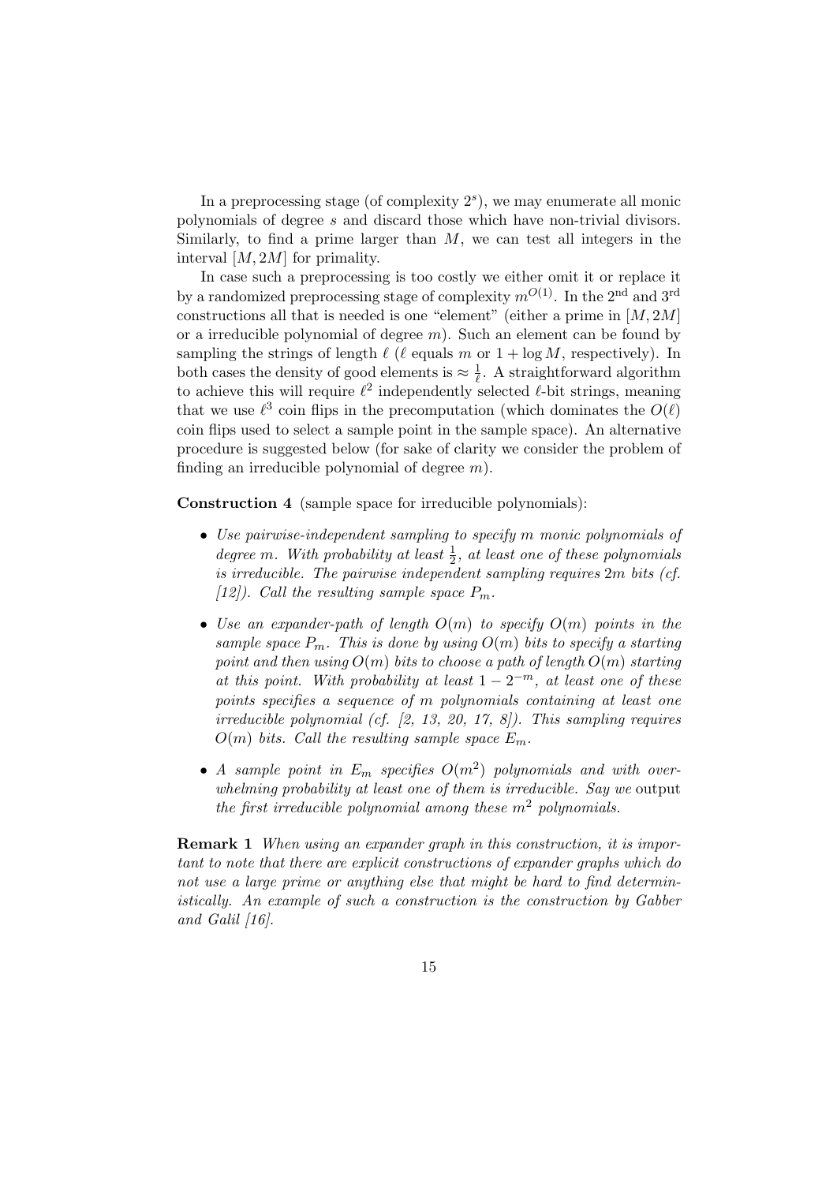In a preprocessing stage (of complexity $2^s$), we may enumerate all monic polynomials of degree $s$ and discard those which have non-trivial divisors. Similarly, to find a prime larger than $M$, we can test all integers in the interval $[M, 2M]$ for primality.

In case such a preprocessing is too costly we either omit it or replace it by a randomized preprocessing stage of complexity $m^{O(1)}$. In the 2[nd] and 3[rd] constructions all that is needed is one "element" (either a prime in $[M, 2M]$ or a irreducible polynomial of degree $m$). Such an element can be found by sampling the strings of length $\ell$ ($\ell$ equals $m$ or $1 + \log M$, respectively). In both cases the density of good elements is $\approx \frac{1}{\ell}$. A straightforward algorithm to achieve this will require $\ell^2$ independently selected $\ell$-bit strings, meaning that we use $\ell^3$ coin flips in the precomputation (which dominates the $O(\ell)$ coin flips used to select a sample point in the sample space). An alternative procedure is suggested below (for sake of clarity we consider the problem of finding an irreducible polynomial of degree $m$).

**Construction 4** (sample space for irreducible polynomials):

- *Use pairwise-independent sampling to specify $m$ monic polynomials of degree $m$. With probability at least $\frac{1}{2}$, at least one of these polynomials is irreducible. The pairwise independent sampling requires $2m$ bits (cf. [12]). Call the resulting sample space $P_m$.*
- *Use an expander-path of length $O(m)$ to specify $O(m)$ points in the sample space $P_m$. This is done by using $O(m)$ bits to specify a starting point and then using $O(m)$ bits to choose a path of length $O(m)$ starting at this point. With probability at least $1 - 2^{-m}$, at least one of these points specifies a sequence of $m$ polynomials containing at least one irreducible polynomial (cf. [2, 13, 20, 17, 8]). This sampling requires $O(m)$ bits. Call the resulting sample space $E_m$.*
- *A sample point in $E_m$ specifies $O(m^2)$ polynomials and with overwhelming probability at least one of them is irreducible. Say we* output *the first irreducible polynomial among these $m^2$ polynomials.*

**Remark 1** *When using an expander graph in this construction, it is important to note that there are explicit constructions of expander graphs which do not use a large prime or anything else that might be hard to find deterministically. An example of such a construction is the construction by Gabber and Galil [16].*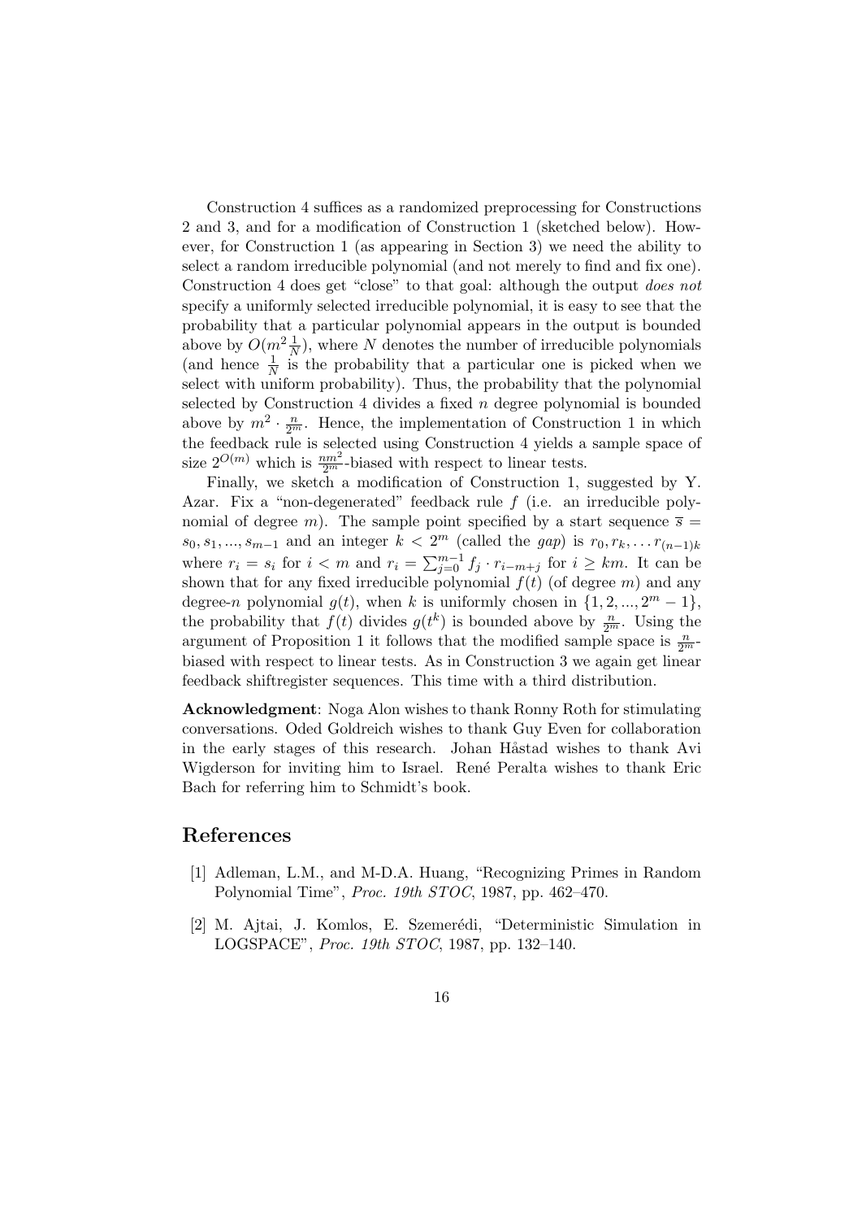Construction 4 suffices as a randomized preprocessing for Constructions 2 and 3, and for a modification of Construction 1 (sketched below). However, for Construction 1 (as appearing in Section 3) we need the ability to select a random irreducible polynomial (and not merely to find and fix one). Construction 4 does get "close" to that goal: although the output *does not* specify a uniformly selected irreducible polynomial, it is easy to see that the probability that a particular polynomial appears in the output is bounded above by $O(m^2 \frac{1}{N})$, where $N$ denotes the number of irreducible polynomials (and hence $\frac{1}{N}$ is the probability that a particular one is picked when we select with uniform probability). Thus, the probability that the polynomial selected by Construction 4 divides a fixed $n$ degree polynomial is bounded above by $m^2 \cdot \frac{n}{2^m}$. Hence, the implementation of Construction 1 in which the feedback rule is selected using Construction 4 yields a sample space of size $2^{O(m)}$ which is $\frac{nm^2}{2^m}$-biased with respect to linear tests.

Finally, we sketch a modification of Construction 1, suggested by Y. Azar. Fix a "non-degenerated" feedback rule $f$ (i.e. an irreducible polynomial of degree $m$). The sample point specified by a start sequence $\overline{s} = s_0, s_1, ..., s_{m-1}$ and an integer $k < 2^m$ (called the *gap*) is $r_0, r_k, \ldots r_{(n-1)k}$ where $r_i = s_i$ for $i < m$ and $r_i = \sum_{j=0}^{m-1} f_j \cdot r_{i-m+j}$ for $i \geq km$. It can be shown that for any fixed irreducible polynomial $f(t)$ (of degree $m$) and any degree-$n$ polynomial $g(t)$, when $k$ is uniformly chosen in $\{1, 2, ..., 2^m - 1\}$, the probability that $f(t)$ divides $g(t^k)$ is bounded above by $\frac{n}{2^m}$. Using the argument of Proposition 1 it follows that the modified sample space is $\frac{n}{2^m}$-biased with respect to linear tests. As in Construction 3 we again get linear feedback shiftregister sequences. This time with a third distribution.

**Acknowledgment**: Noga Alon wishes to thank Ronny Roth for stimulating conversations. Oded Goldreich wishes to thank Guy Even for collaboration in the early stages of this research. Johan Håstad wishes to thank Avi Wigderson for inviting him to Israel. René Peralta wishes to thank Eric Bach for referring him to Schmidt's book.

# References

[1] Adleman, L.M., and M-D.A. Huang, "Recognizing Primes in Random Polynomial Time", *Proc. 19th STOC*, 1987, pp. 462–470.

[2] M. Ajtai, J. Komlos, E. Szemerédi, "Deterministic Simulation in LOGSPACE", *Proc. 19th STOC*, 1987, pp. 132–140.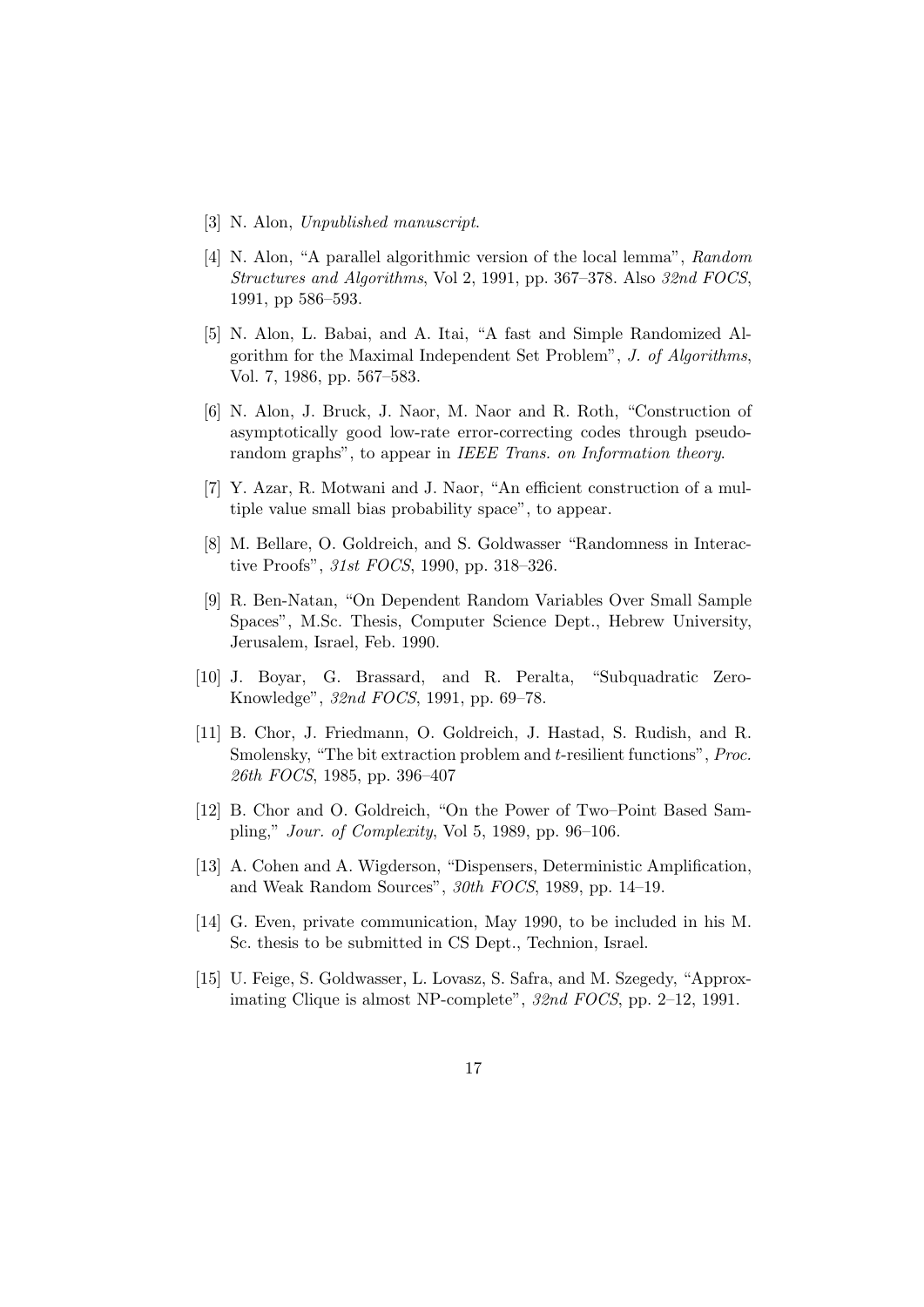[3] N. Alon, *Unpublished manuscript*.

[4] N. Alon, "A parallel algorithmic version of the local lemma", *Random Structures and Algorithms*, Vol 2, 1991, pp. 367–378. Also *32nd FOCS*, 1991, pp 586–593.

[5] N. Alon, L. Babai, and A. Itai, "A fast and Simple Randomized Algorithm for the Maximal Independent Set Problem", *J. of Algorithms*, Vol. 7, 1986, pp. 567–583.

[6] N. Alon, J. Bruck, J. Naor, M. Naor and R. Roth, "Construction of asymptotically good low-rate error-correcting codes through pseudo-random graphs", to appear in *IEEE Trans. on Information theory*.

[7] Y. Azar, R. Motwani and J. Naor, "An efficient construction of a multiple value small bias probability space", to appear.

[8] M. Bellare, O. Goldreich, and S. Goldwasser "Randomness in Interactive Proofs", *31st FOCS*, 1990, pp. 318–326.

[9] R. Ben-Natan, "On Dependent Random Variables Over Small Sample Spaces", M.Sc. Thesis, Computer Science Dept., Hebrew University, Jerusalem, Israel, Feb. 1990.

[10] J. Boyar, G. Brassard, and R. Peralta, "Subquadratic Zero-Knowledge", *32nd FOCS*, 1991, pp. 69–78.

[11] B. Chor, J. Friedmann, O. Goldreich, J. Hastad, S. Rudish, and R. Smolensky, "The bit extraction problem and $t$-resilient functions", *Proc. 26th FOCS*, 1985, pp. 396–407

[12] B. Chor and O. Goldreich, "On the Power of Two–Point Based Sampling," *Jour. of Complexity*, Vol 5, 1989, pp. 96–106.

[13] A. Cohen and A. Wigderson, "Dispensers, Deterministic Amplification, and Weak Random Sources", *30th FOCS*, 1989, pp. 14–19.

[14] G. Even, private communication, May 1990, to be included in his M. Sc. thesis to be submitted in CS Dept., Technion, Israel.

[15] U. Feige, S. Goldwasser, L. Lovasz, S. Safra, and M. Szegedy, "Approximating Clique is almost NP-complete", *32nd FOCS*, pp. 2–12, 1991.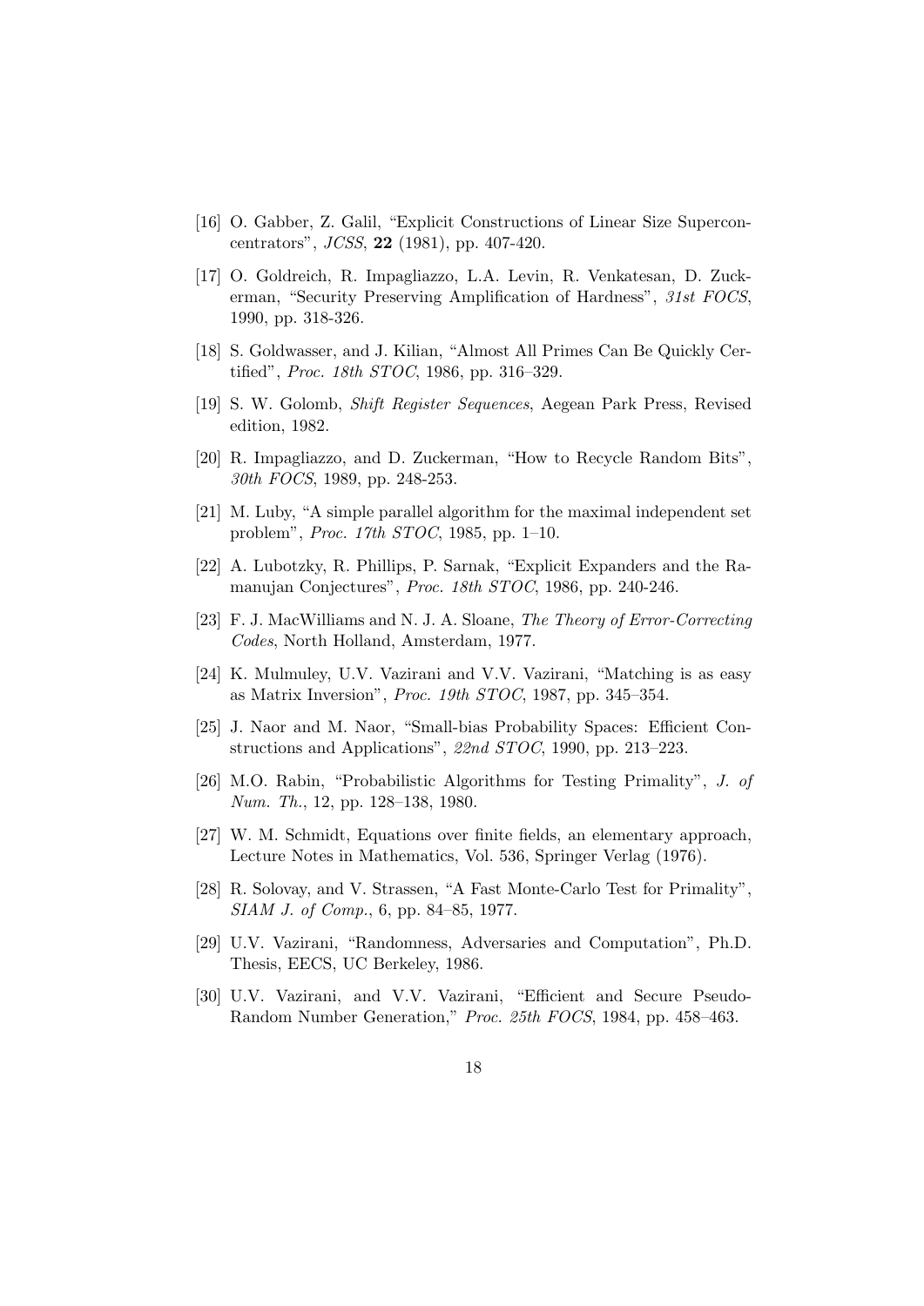[16] O. Gabber, Z. Galil, "Explicit Constructions of Linear Size Superconcentrators", *JCSS*, **22** (1981), pp. 407-420.

[17] O. Goldreich, R. Impagliazzo, L.A. Levin, R. Venkatesan, D. Zuckerman, "Security Preserving Amplification of Hardness", *31st FOCS*, 1990, pp. 318-326.

[18] S. Goldwasser, and J. Kilian, "Almost All Primes Can Be Quickly Certified", *Proc. 18th STOC*, 1986, pp. 316–329.

[19] S. W. Golomb, *Shift Register Sequences*, Aegean Park Press, Revised edition, 1982.

[20] R. Impagliazzo, and D. Zuckerman, "How to Recycle Random Bits", *30th FOCS*, 1989, pp. 248-253.

[21] M. Luby, "A simple parallel algorithm for the maximal independent set problem", *Proc. 17th STOC*, 1985, pp. 1–10.

[22] A. Lubotzky, R. Phillips, P. Sarnak, "Explicit Expanders and the Ramanujan Conjectures", *Proc. 18th STOC*, 1986, pp. 240-246.

[23] F. J. MacWilliams and N. J. A. Sloane, *The Theory of Error-Correcting Codes*, North Holland, Amsterdam, 1977.

[24] K. Mulmuley, U.V. Vazirani and V.V. Vazirani, "Matching is as easy as Matrix Inversion", *Proc. 19th STOC*, 1987, pp. 345–354.

[25] J. Naor and M. Naor, "Small-bias Probability Spaces: Efficient Constructions and Applications", *22nd STOC*, 1990, pp. 213–223.

[26] M.O. Rabin, "Probabilistic Algorithms for Testing Primality", *J. of Num. Th.*, 12, pp. 128–138, 1980.

[27] W. M. Schmidt, Equations over finite fields, an elementary approach, Lecture Notes in Mathematics, Vol. 536, Springer Verlag (1976).

[28] R. Solovay, and V. Strassen, "A Fast Monte-Carlo Test for Primality", *SIAM J. of Comp.*, 6, pp. 84–85, 1977.

[29] U.V. Vazirani, "Randomness, Adversaries and Computation", Ph.D. Thesis, EECS, UC Berkeley, 1986.

[30] U.V. Vazirani, and V.V. Vazirani, "Efficient and Secure Pseudo-Random Number Generation," *Proc. 25th FOCS*, 1984, pp. 458–463.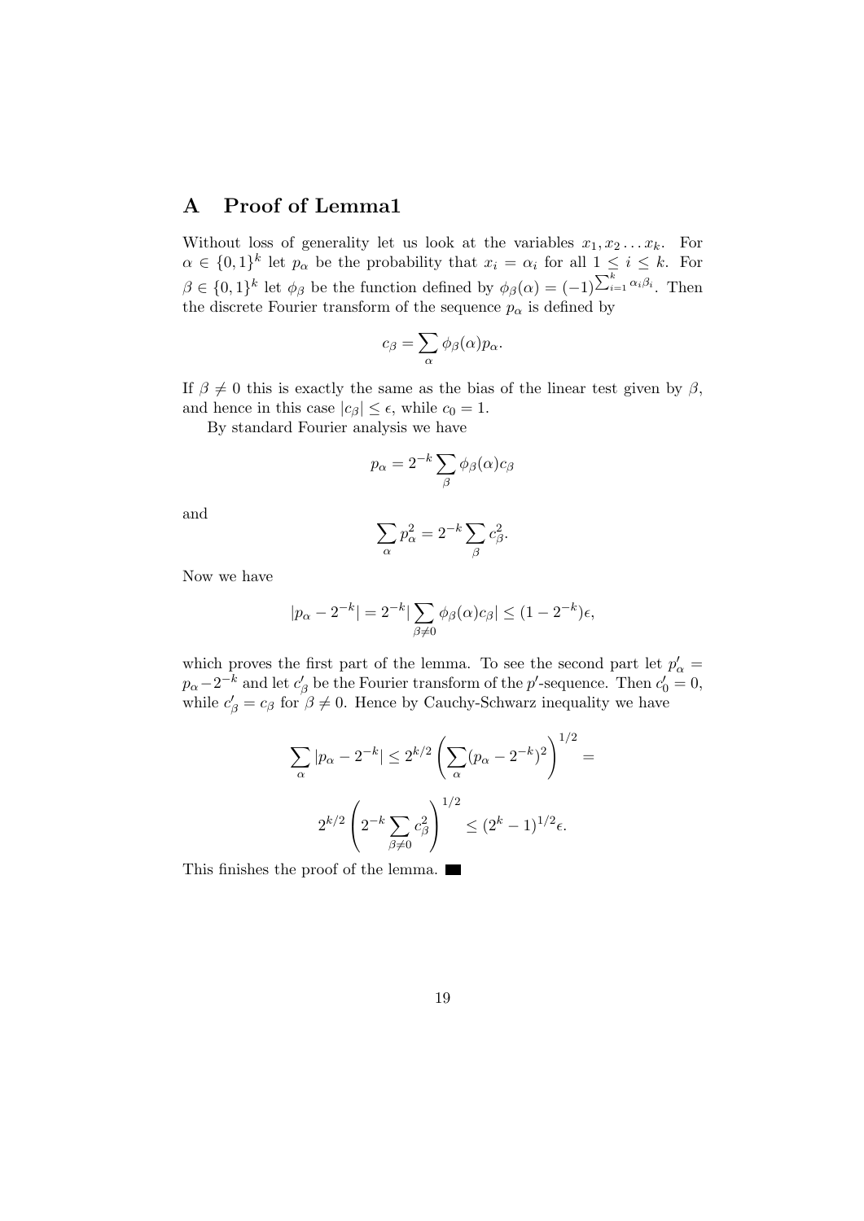# A Proof of Lemma1

Without loss of generality let us look at the variables $x_1, x_2 \ldots x_k$. For $\alpha \in \{0,1\}^k$ let $p_\alpha$ be the probability that $x_i = \alpha_i$ for all $1 \leq i \leq k$. For $\beta \in \{0,1\}^k$ let $\phi_\beta$ be the function defined by $\phi_\beta(\alpha) = (-1)^{\sum_{i=1}^k \alpha_i \beta_i}$. Then the discrete Fourier transform of the sequence $p_\alpha$ is defined by

$$c_\beta = \sum_\alpha \phi_\beta(\alpha) p_\alpha.$$

If $\beta \neq 0$ this is exactly the same as the bias of the linear test given by $\beta$, and hence in this case $|c_\beta| \leq \epsilon$, while $c_0 = 1$.

By standard Fourier analysis we have

$$p_\alpha = 2^{-k} \sum_\beta \phi_\beta(\alpha) c_\beta$$

and

$$\sum_\alpha p_\alpha^2 = 2^{-k} \sum_\beta c_\beta^2.$$

Now we have

$$|p_\alpha - 2^{-k}| = 2^{-k} |\sum_{\beta \neq 0} \phi_\beta(\alpha) c_\beta| \leq (1 - 2^{-k})\epsilon,$$

which proves the first part of the lemma. To see the second part let $p'_\alpha = p_\alpha - 2^{-k}$ and let $c'_\beta$ be the Fourier transform of the $p'$-sequence. Then $c'_0 = 0$, while $c'_\beta = c_\beta$ for $\beta \neq 0$. Hence by Cauchy-Schwarz inequality we have

$$\sum_\alpha |p_\alpha - 2^{-k}| \leq 2^{k/2} \left( \sum_\alpha (p_\alpha - 2^{-k})^2 \right)^{1/2} =$$

$$2^{k/2} \left( 2^{-k} \sum_{\beta \neq 0} c_\beta^2 \right)^{1/2} \leq (2^k - 1)^{1/2} \epsilon.$$

This finishes the proof of the lemma. ■